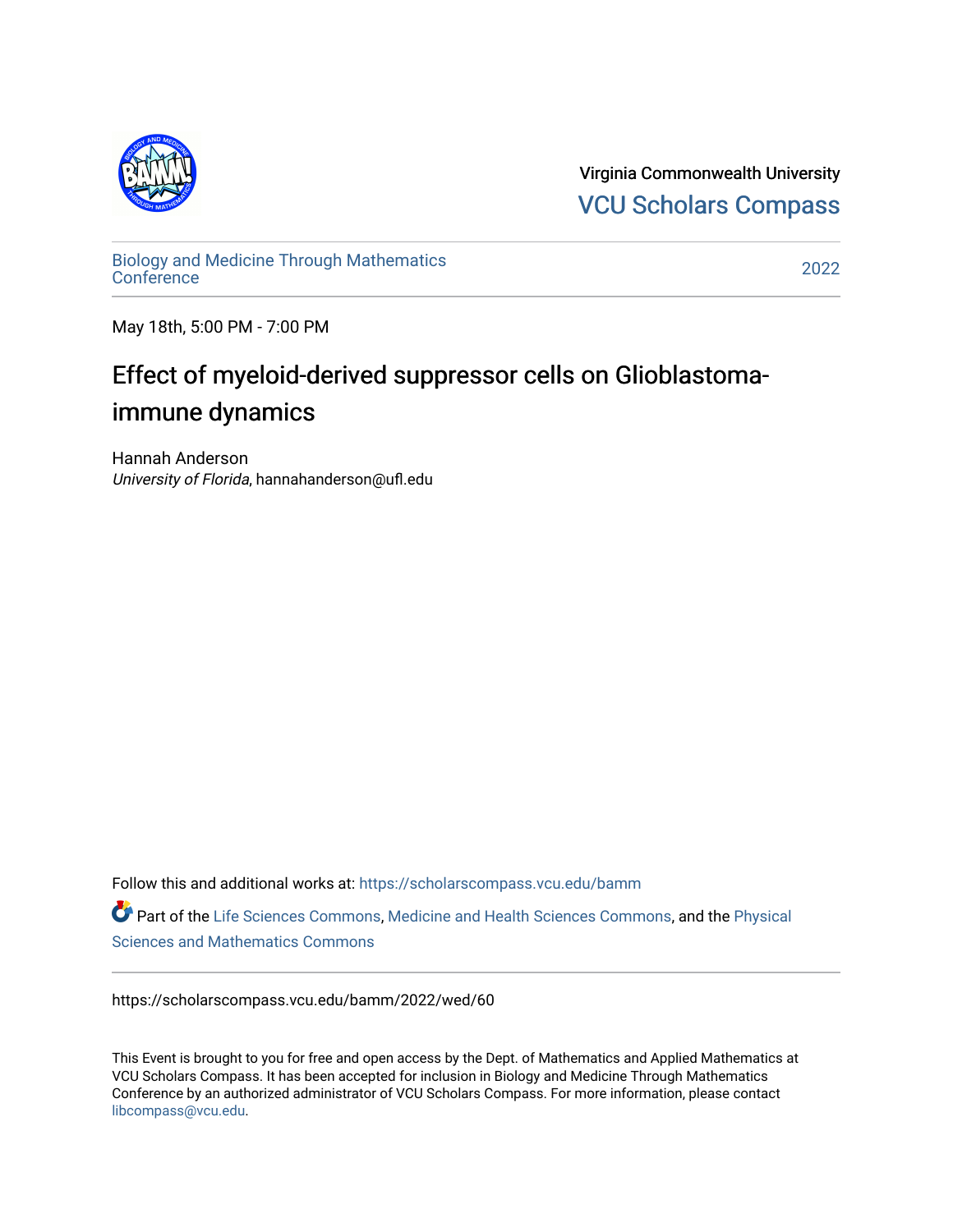Virginia Commonwealth University

VCU Scholars Compass

Biology and Medicine Through Mathematics Conference

2022

May 18th, 5:00 PM - 7:00 PM

# Effect of myeloid-derived suppressor cells on Glioblastoma-immune dynamics

Hannah Anderson

*University of Florida*, hannahanderson@ufl.edu

Follow this and additional works at: https://scholarscompass.vcu.edu/bamm

Part of the Life Sciences Commons, Medicine and Health Sciences Commons, and the Physical Sciences and Mathematics Commons

https://scholarscompass.vcu.edu/bamm/2022/wed/60

This Event is brought to you for free and open access by the Dept. of Mathematics and Applied Mathematics at VCU Scholars Compass. It has been accepted for inclusion in Biology and Medicine Through Mathematics Conference by an authorized administrator of VCU Scholars Compass. For more information, please contact libcompass@vcu.edu.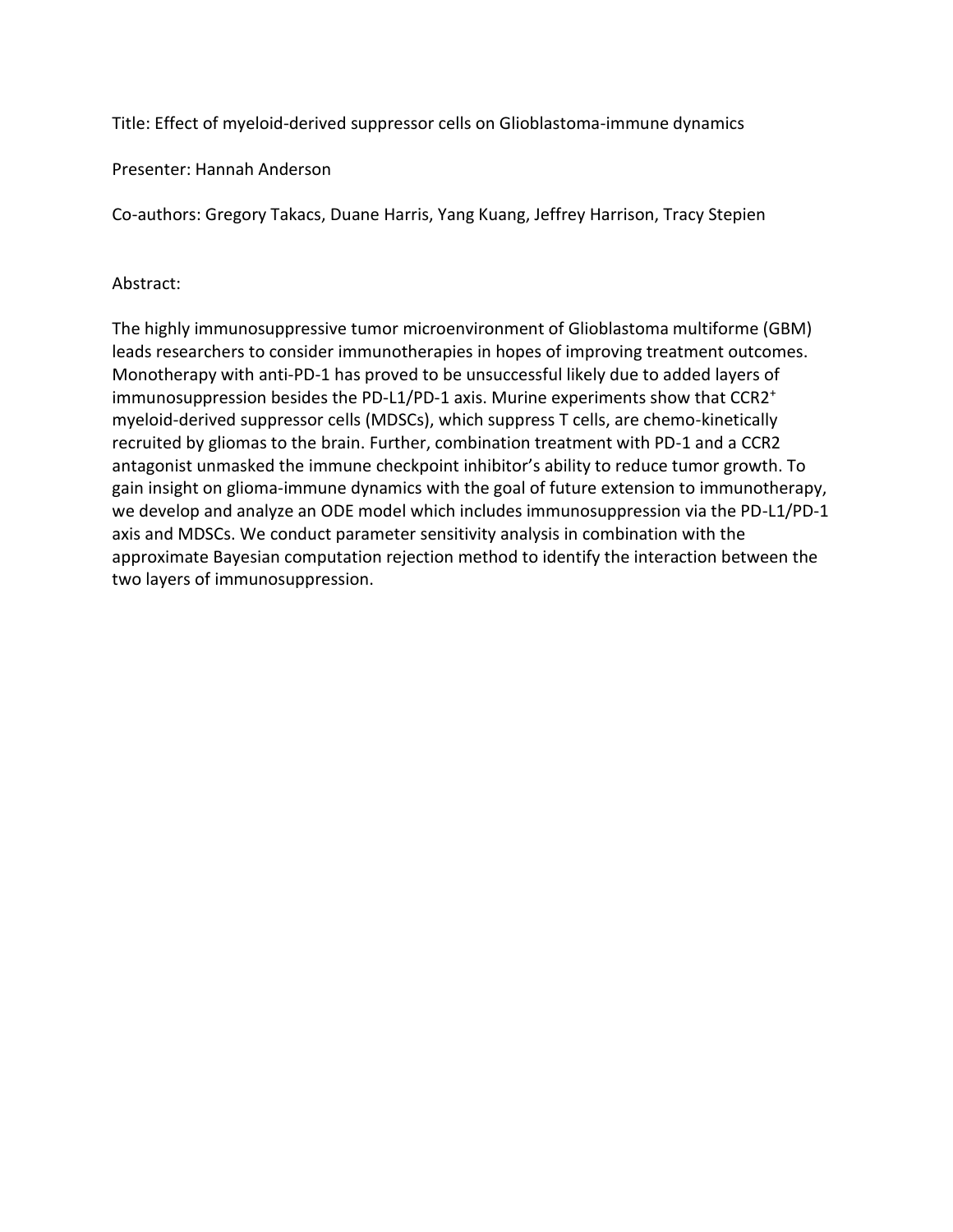Title: Effect of myeloid-derived suppressor cells on Glioblastoma-immune dynamics

Presenter: Hannah Anderson

Co-authors: Gregory Takacs, Duane Harris, Yang Kuang, Jeffrey Harrison, Tracy Stepien

Abstract:

The highly immunosuppressive tumor microenvironment of Glioblastoma multiforme (GBM) leads researchers to consider immunotherapies in hopes of improving treatment outcomes. Monotherapy with anti-PD-1 has proved to be unsuccessful likely due to added layers of immunosuppression besides the PD-L1/PD-1 axis. Murine experiments show that $CCR2^+$ myeloid-derived suppressor cells (MDSCs), which suppress T cells, are chemo-kinetically recruited by gliomas to the brain. Further, combination treatment with PD-1 and a CCR2 antagonist unmasked the immune checkpoint inhibitor's ability to reduce tumor growth. To gain insight on glioma-immune dynamics with the goal of future extension to immunotherapy, we develop and analyze an ODE model which includes immunosuppression via the PD-L1/PD-1 axis and MDSCs. We conduct parameter sensitivity analysis in combination with the approximate Bayesian computation rejection method to identify the interaction between the two layers of immunosuppression.